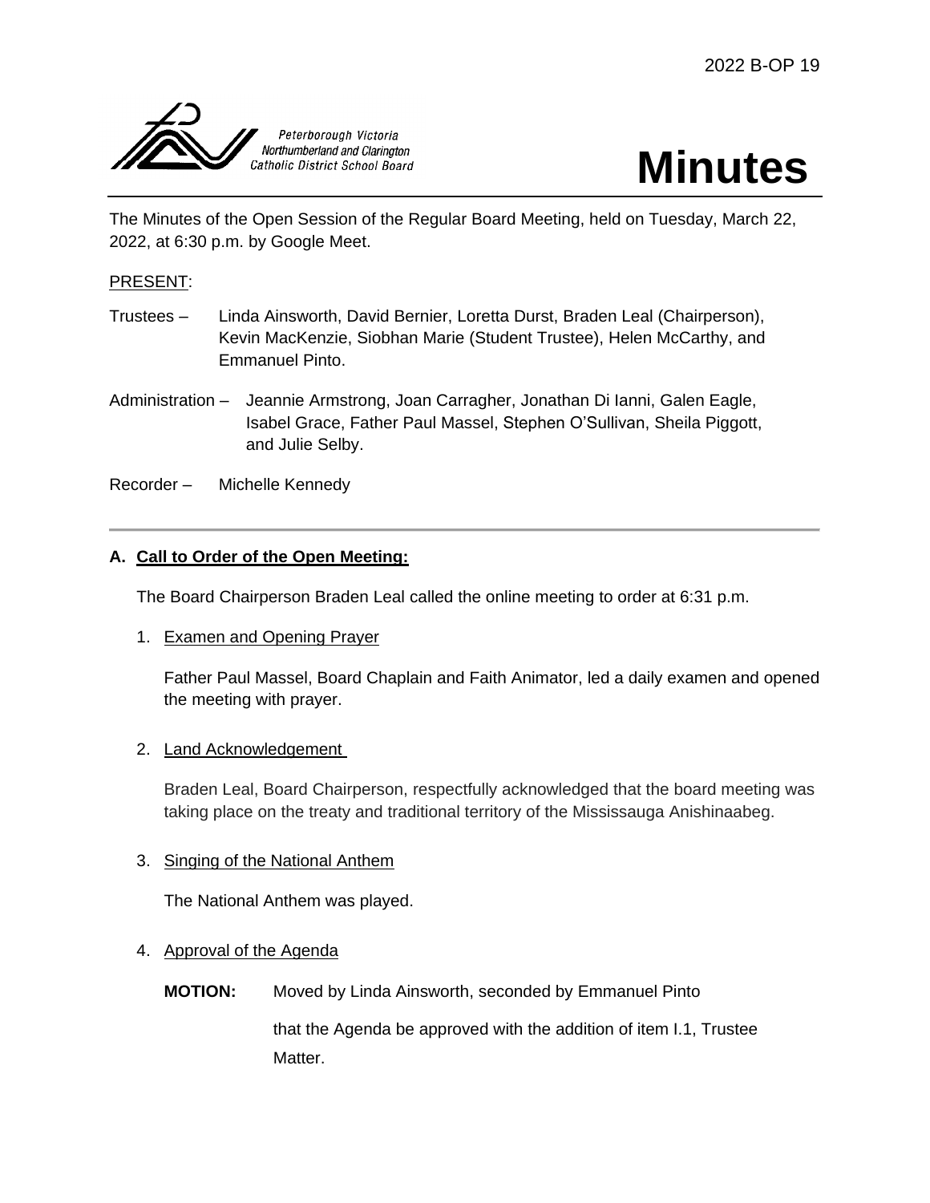2022 B-OP 19

Peterborough Victoria Northumberland and Clarington Catholic District School Board

# Minutes

The Minutes of the Open Session of the Regular Board Meeting, held on Tuesday, March 22, 2022, at 6:30 p.m. by Google Meet.

PRESENT:

Trustees – Linda Ainsworth, David Bernier, Loretta Durst, Braden Leal (Chairperson), Kevin MacKenzie, Siobhan Marie (Student Trustee), Helen McCarthy, and Emmanuel Pinto.

Administration – Jeannie Armstrong, Joan Carragher, Jonathan Di Ianni, Galen Eagle, Isabel Grace, Father Paul Massel, Stephen O'Sullivan, Sheila Piggott, and Julie Selby.

Recorder – Michelle Kennedy

---

## A. Call to Order of the Open Meeting:

The Board Chairperson Braden Leal called the online meeting to order at 6:31 p.m.

1. Examen and Opening Prayer

   Father Paul Massel, Board Chaplain and Faith Animator, led a daily examen and opened the meeting with prayer.

2. Land Acknowledgement

   Braden Leal, Board Chairperson, respectfully acknowledged that the board meeting was taking place on the treaty and traditional territory of the Mississauga Anishinaabeg.

3. Singing of the National Anthem

   The National Anthem was played.

4. Approval of the Agenda

   **MOTION:** Moved by Linda Ainsworth, seconded by Emmanuel Pinto

   that the Agenda be approved with the addition of item I.1, Trustee Matter.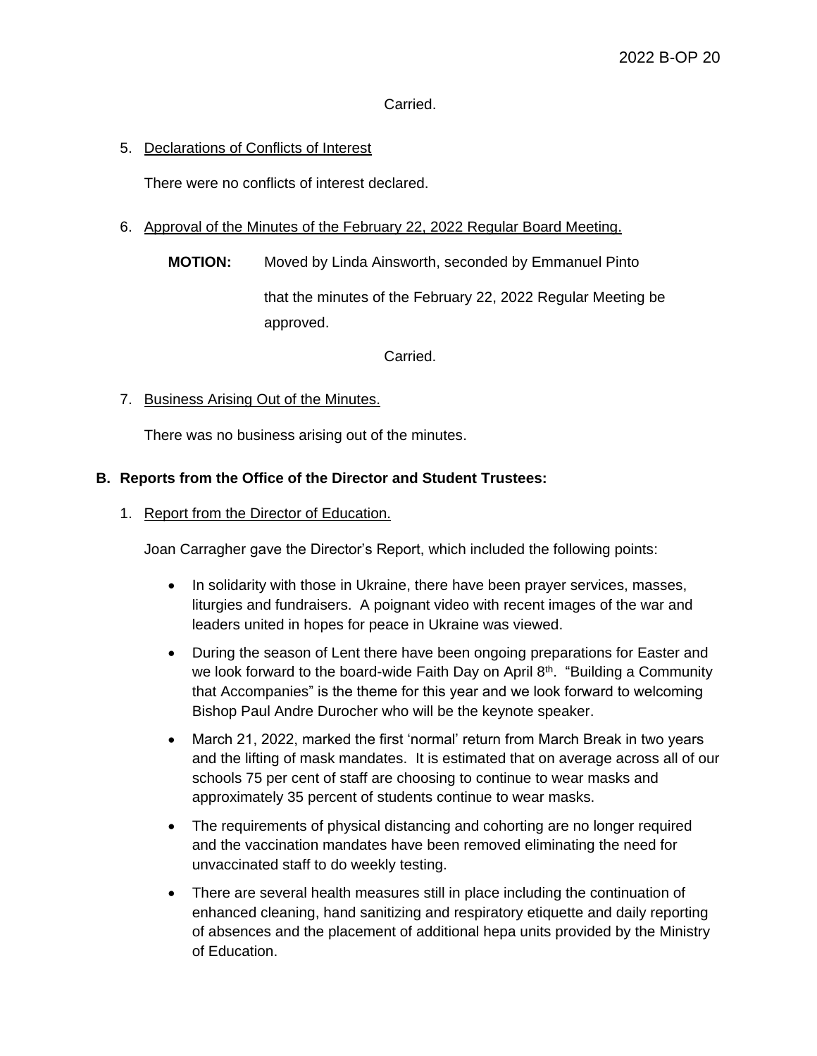Carried.

5. Declarations of Conflicts of Interest

   There were no conflicts of interest declared.

6. Approval of the Minutes of the February 22, 2022 Regular Board Meeting.

   **MOTION:** Moved by Linda Ainsworth, seconded by Emmanuel Pinto

   that the minutes of the February 22, 2022 Regular Meeting be approved.

   Carried.

7. Business Arising Out of the Minutes.

   There was no business arising out of the minutes.

**B. Reports from the Office of the Director and Student Trustees:**

1. Report from the Director of Education.

   Joan Carragher gave the Director's Report, which included the following points:

   - In solidarity with those in Ukraine, there have been prayer services, masses, liturgies and fundraisers. A poignant video with recent images of the war and leaders united in hopes for peace in Ukraine was viewed.
   - During the season of Lent there have been ongoing preparations for Easter and we look forward to the board-wide Faith Day on April 8th. "Building a Community that Accompanies" is the theme for this year and we look forward to welcoming Bishop Paul Andre Durocher who will be the keynote speaker.
   - March 21, 2022, marked the first 'normal' return from March Break in two years and the lifting of mask mandates. It is estimated that on average across all of our schools 75 per cent of staff are choosing to continue to wear masks and approximately 35 percent of students continue to wear masks.
   - The requirements of physical distancing and cohorting are no longer required and the vaccination mandates have been removed eliminating the need for unvaccinated staff to do weekly testing.
   - There are several health measures still in place including the continuation of enhanced cleaning, hand sanitizing and respiratory etiquette and daily reporting of absences and the placement of additional hepa units provided by the Ministry of Education.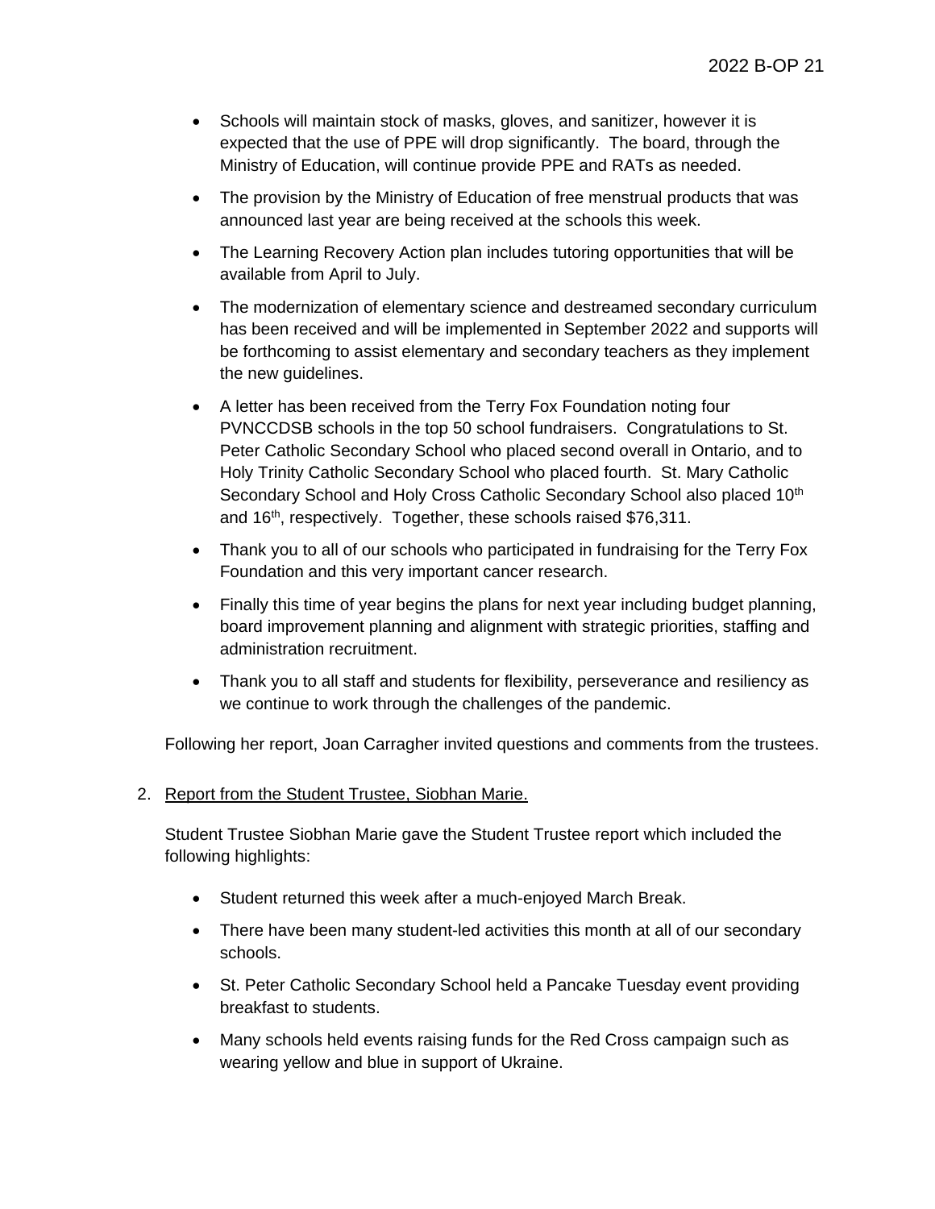- Schools will maintain stock of masks, gloves, and sanitizer, however it is expected that the use of PPE will drop significantly. The board, through the Ministry of Education, will continue provide PPE and RATs as needed.
- The provision by the Ministry of Education of free menstrual products that was announced last year are being received at the schools this week.
- The Learning Recovery Action plan includes tutoring opportunities that will be available from April to July.
- The modernization of elementary science and destreamed secondary curriculum has been received and will be implemented in September 2022 and supports will be forthcoming to assist elementary and secondary teachers as they implement the new guidelines.
- A letter has been received from the Terry Fox Foundation noting four PVNCCDSB schools in the top 50 school fundraisers. Congratulations to St. Peter Catholic Secondary School who placed second overall in Ontario, and to Holy Trinity Catholic Secondary School who placed fourth. St. Mary Catholic Secondary School and Holy Cross Catholic Secondary School also placed 10th and 16th, respectively. Together, these schools raised $76,311.
- Thank you to all of our schools who participated in fundraising for the Terry Fox Foundation and this very important cancer research.
- Finally this time of year begins the plans for next year including budget planning, board improvement planning and alignment with strategic priorities, staffing and administration recruitment.
- Thank you to all staff and students for flexibility, perseverance and resiliency as we continue to work through the challenges of the pandemic.

Following her report, Joan Carragher invited questions and comments from the trustees.

2. Report from the Student Trustee, Siobhan Marie.

   Student Trustee Siobhan Marie gave the Student Trustee report which included the following highlights:

   - Student returned this week after a much-enjoyed March Break.
   - There have been many student-led activities this month at all of our secondary schools.
   - St. Peter Catholic Secondary School held a Pancake Tuesday event providing breakfast to students.
   - Many schools held events raising funds for the Red Cross campaign such as wearing yellow and blue in support of Ukraine.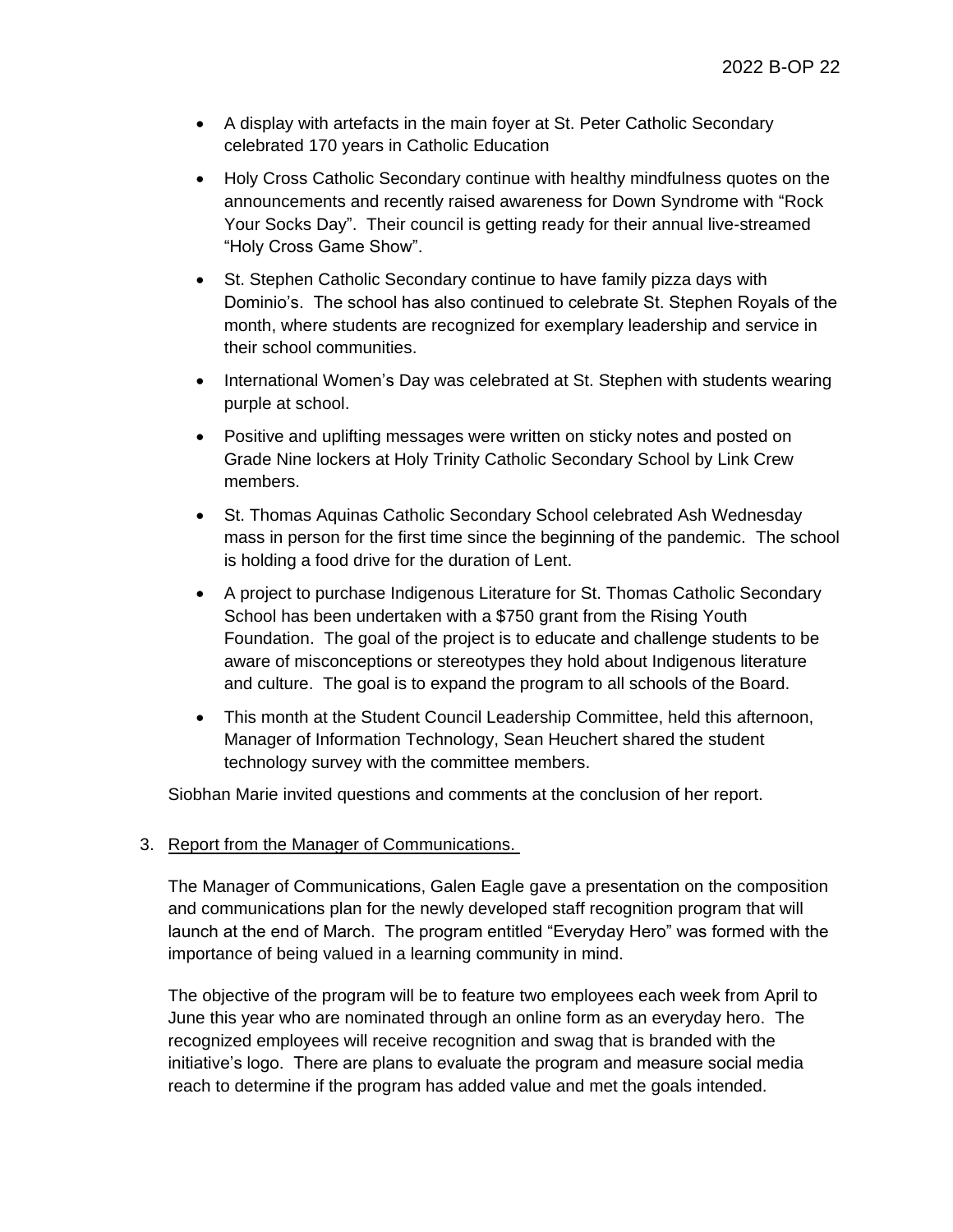- A display with artefacts in the main foyer at St. Peter Catholic Secondary celebrated 170 years in Catholic Education
- Holy Cross Catholic Secondary continue with healthy mindfulness quotes on the announcements and recently raised awareness for Down Syndrome with "Rock Your Socks Day". Their council is getting ready for their annual live-streamed "Holy Cross Game Show".
- St. Stephen Catholic Secondary continue to have family pizza days with Dominio's. The school has also continued to celebrate St. Stephen Royals of the month, where students are recognized for exemplary leadership and service in their school communities.
- International Women's Day was celebrated at St. Stephen with students wearing purple at school.
- Positive and uplifting messages were written on sticky notes and posted on Grade Nine lockers at Holy Trinity Catholic Secondary School by Link Crew members.
- St. Thomas Aquinas Catholic Secondary School celebrated Ash Wednesday mass in person for the first time since the beginning of the pandemic. The school is holding a food drive for the duration of Lent.
- A project to purchase Indigenous Literature for St. Thomas Catholic Secondary School has been undertaken with a $750 grant from the Rising Youth Foundation. The goal of the project is to educate and challenge students to be aware of misconceptions or stereotypes they hold about Indigenous literature and culture. The goal is to expand the program to all schools of the Board.
- This month at the Student Council Leadership Committee, held this afternoon, Manager of Information Technology, Sean Heuchert shared the student technology survey with the committee members.

Siobhan Marie invited questions and comments at the conclusion of her report.

3. Report from the Manager of Communications.

The Manager of Communications, Galen Eagle gave a presentation on the composition and communications plan for the newly developed staff recognition program that will launch at the end of March. The program entitled "Everyday Hero" was formed with the importance of being valued in a learning community in mind.

The objective of the program will be to feature two employees each week from April to June this year who are nominated through an online form as an everyday hero. The recognized employees will receive recognition and swag that is branded with the initiative's logo. There are plans to evaluate the program and measure social media reach to determine if the program has added value and met the goals intended.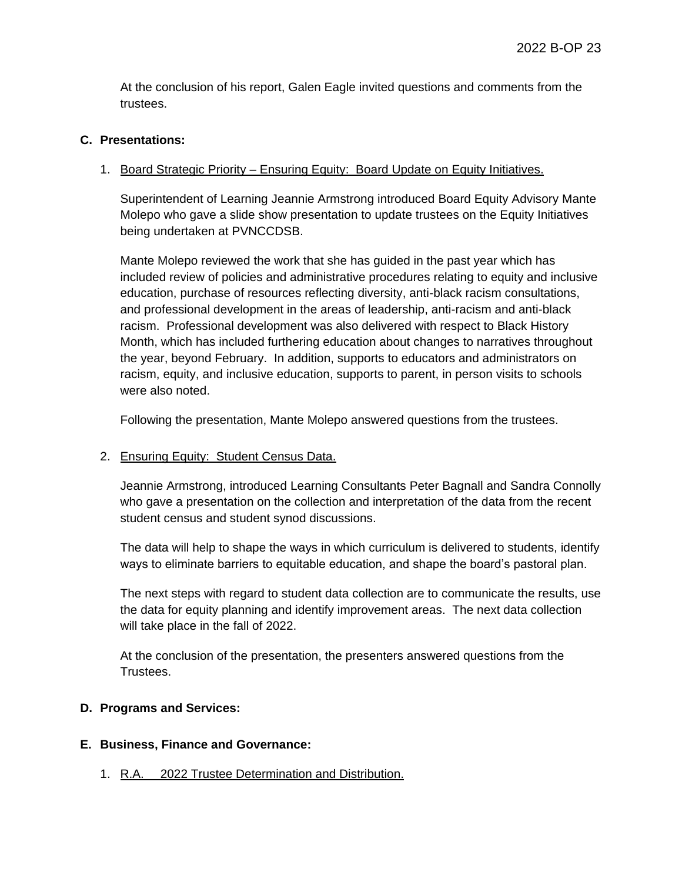At the conclusion of his report, Galen Eagle invited questions and comments from the trustees.

## C. Presentations:

1. Board Strategic Priority – Ensuring Equity: Board Update on Equity Initiatives.

   Superintendent of Learning Jeannie Armstrong introduced Board Equity Advisory Mante Molepo who gave a slide show presentation to update trustees on the Equity Initiatives being undertaken at PVNCCDSB.

   Mante Molepo reviewed the work that she has guided in the past year which has included review of policies and administrative procedures relating to equity and inclusive education, purchase of resources reflecting diversity, anti-black racism consultations, and professional development in the areas of leadership, anti-racism and anti-black racism. Professional development was also delivered with respect to Black History Month, which has included furthering education about changes to narratives throughout the year, beyond February. In addition, supports to educators and administrators on racism, equity, and inclusive education, supports to parent, in person visits to schools were also noted.

   Following the presentation, Mante Molepo answered questions from the trustees.

2. Ensuring Equity: Student Census Data.

   Jeannie Armstrong, introduced Learning Consultants Peter Bagnall and Sandra Connolly who gave a presentation on the collection and interpretation of the data from the recent student census and student synod discussions.

   The data will help to shape the ways in which curriculum is delivered to students, identify ways to eliminate barriers to equitable education, and shape the board's pastoral plan.

   The next steps with regard to student data collection are to communicate the results, use the data for equity planning and identify improvement areas. The next data collection will take place in the fall of 2022.

   At the conclusion of the presentation, the presenters answered questions from the Trustees.

## D. Programs and Services:

## E. Business, Finance and Governance:

1. R.A. 2022 Trustee Determination and Distribution.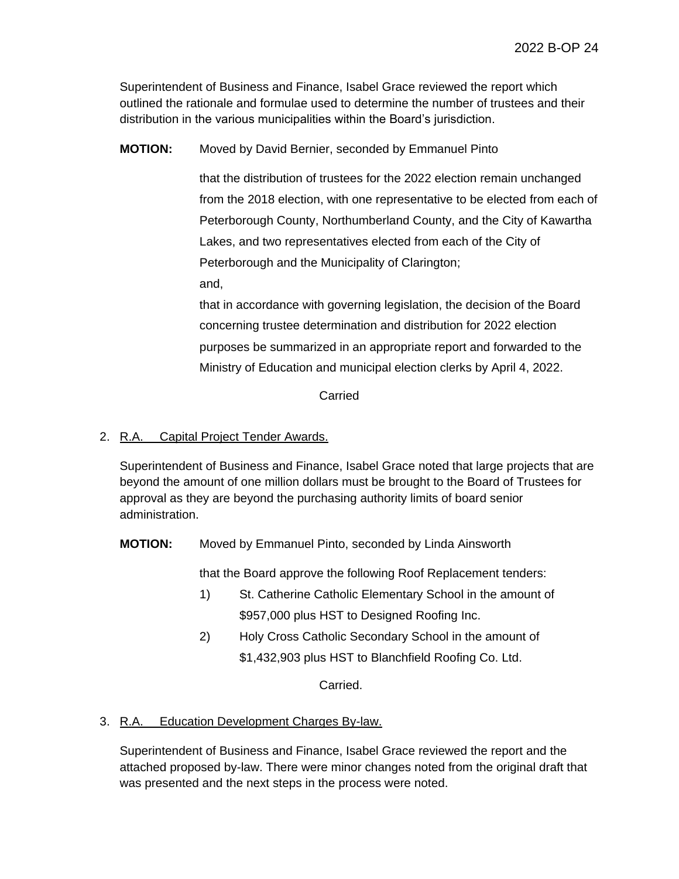Superintendent of Business and Finance, Isabel Grace reviewed the report which outlined the rationale and formulae used to determine the number of trustees and their distribution in the various municipalities within the Board's jurisdiction.

**MOTION:** Moved by David Bernier, seconded by Emmanuel Pinto

that the distribution of trustees for the 2022 election remain unchanged from the 2018 election, with one representative to be elected from each of Peterborough County, Northumberland County, and the City of Kawartha Lakes, and two representatives elected from each of the City of Peterborough and the Municipality of Clarington;

and,

that in accordance with governing legislation, the decision of the Board concerning trustee determination and distribution for 2022 election purposes be summarized in an appropriate report and forwarded to the Ministry of Education and municipal election clerks by April 4, 2022.

Carried

2. R.A. Capital Project Tender Awards.

Superintendent of Business and Finance, Isabel Grace noted that large projects that are beyond the amount of one million dollars must be brought to the Board of Trustees for approval as they are beyond the purchasing authority limits of board senior administration.

**MOTION:** Moved by Emmanuel Pinto, seconded by Linda Ainsworth

that the Board approve the following Roof Replacement tenders:

1) St. Catherine Catholic Elementary School in the amount of $957,000 plus HST to Designed Roofing Inc.
2) Holy Cross Catholic Secondary School in the amount of $1,432,903 plus HST to Blanchfield Roofing Co. Ltd.

Carried.

3. R.A. Education Development Charges By-law.

Superintendent of Business and Finance, Isabel Grace reviewed the report and the attached proposed by-law. There were minor changes noted from the original draft that was presented and the next steps in the process were noted.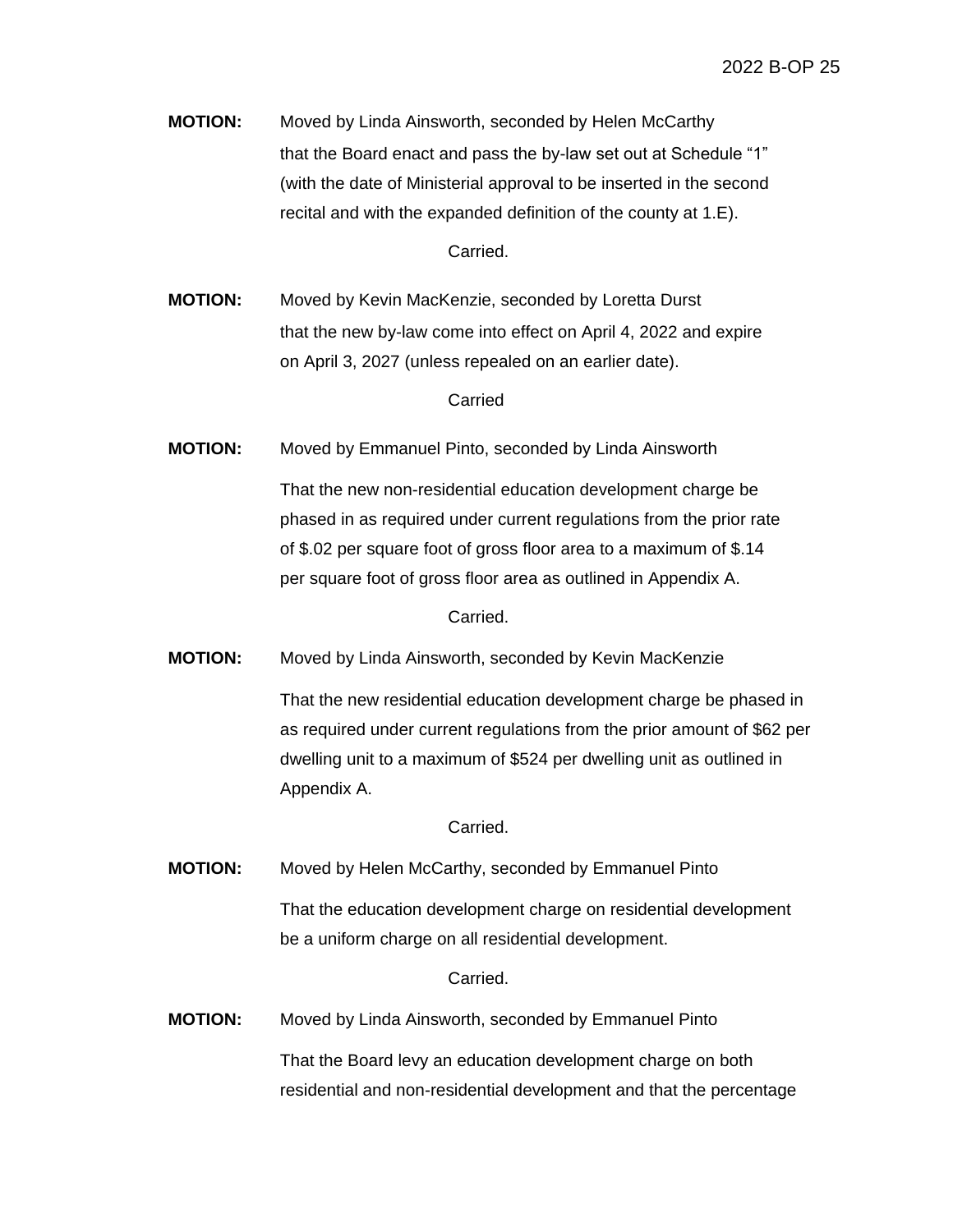**MOTION:** Moved by Linda Ainsworth, seconded by Helen McCarthy that the Board enact and pass the by-law set out at Schedule "1" (with the date of Ministerial approval to be inserted in the second recital and with the expanded definition of the county at 1.E).

Carried.

**MOTION:** Moved by Kevin MacKenzie, seconded by Loretta Durst that the new by-law come into effect on April 4, 2022 and expire on April 3, 2027 (unless repealed on an earlier date).

Carried

**MOTION:** Moved by Emmanuel Pinto, seconded by Linda Ainsworth

That the new non-residential education development charge be phased in as required under current regulations from the prior rate of $.02 per square foot of gross floor area to a maximum of $.14 per square foot of gross floor area as outlined in Appendix A.

Carried.

**MOTION:** Moved by Linda Ainsworth, seconded by Kevin MacKenzie

That the new residential education development charge be phased in as required under current regulations from the prior amount of $62 per dwelling unit to a maximum of $524 per dwelling unit as outlined in Appendix A.

Carried.

**MOTION:** Moved by Helen McCarthy, seconded by Emmanuel Pinto

That the education development charge on residential development be a uniform charge on all residential development.

Carried.

**MOTION:** Moved by Linda Ainsworth, seconded by Emmanuel Pinto

That the Board levy an education development charge on both residential and non-residential development and that the percentage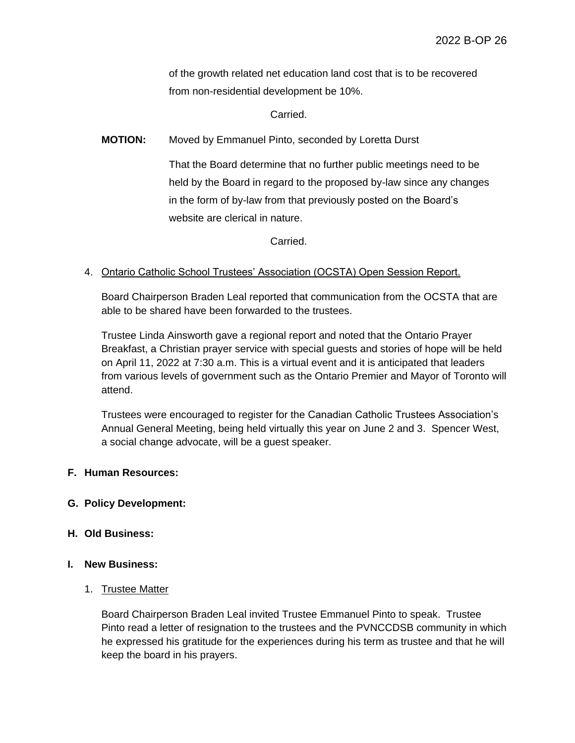of the growth related net education land cost that is to be recovered from non-residential development be 10%.

Carried.

**MOTION:** Moved by Emmanuel Pinto, seconded by Loretta Durst

That the Board determine that no further public meetings need to be held by the Board in regard to the proposed by-law since any changes in the form of by-law from that previously posted on the Board's website are clerical in nature.

Carried.

4. Ontario Catholic School Trustees' Association (OCSTA) Open Session Report.

   Board Chairperson Braden Leal reported that communication from the OCSTA that are able to be shared have been forwarded to the trustees.

   Trustee Linda Ainsworth gave a regional report and noted that the Ontario Prayer Breakfast, a Christian prayer service with special guests and stories of hope will be held on April 11, 2022 at 7:30 a.m. This is a virtual event and it is anticipated that leaders from various levels of government such as the Ontario Premier and Mayor of Toronto will attend.

   Trustees were encouraged to register for the Canadian Catholic Trustees Association's Annual General Meeting, being held virtually this year on June 2 and 3. Spencer West, a social change advocate, will be a guest speaker.

**F. Human Resources:**

**G. Policy Development:**

**H. Old Business:**

**I. New Business:**

1. Trustee Matter

   Board Chairperson Braden Leal invited Trustee Emmanuel Pinto to speak. Trustee Pinto read a letter of resignation to the trustees and the PVNCCDSB community in which he expressed his gratitude for the experiences during his term as trustee and that he will keep the board in his prayers.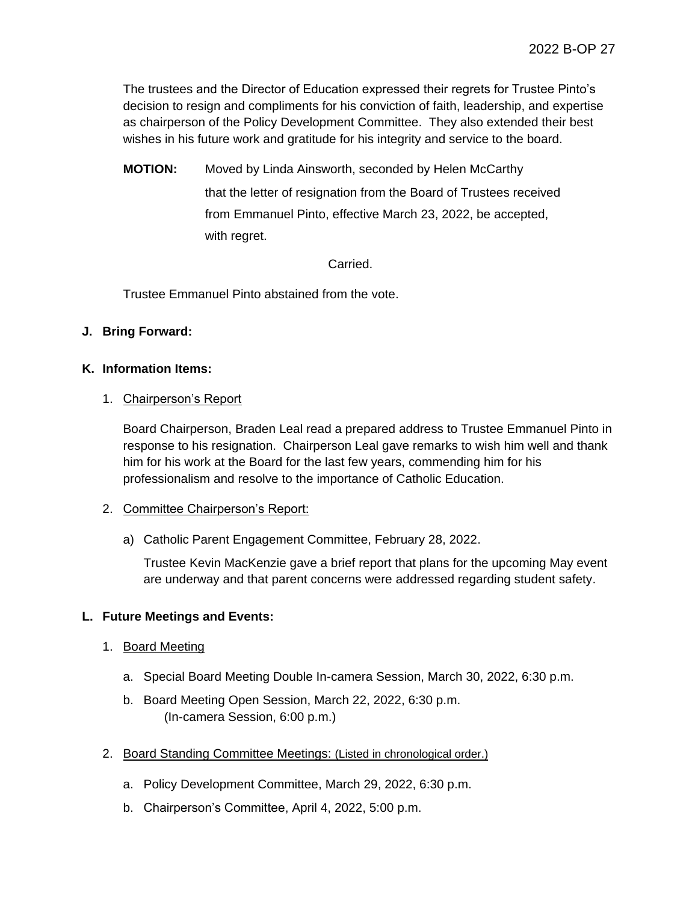The trustees and the Director of Education expressed their regrets for Trustee Pinto's decision to resign and compliments for his conviction of faith, leadership, and expertise as chairperson of the Policy Development Committee. They also extended their best wishes in his future work and gratitude for his integrity and service to the board.

**MOTION:** Moved by Linda Ainsworth, seconded by Helen McCarthy that the letter of resignation from the Board of Trustees received from Emmanuel Pinto, effective March 23, 2022, be accepted, with regret.

Carried.

Trustee Emmanuel Pinto abstained from the vote.

## J. Bring Forward:

## K. Information Items:

1. Chairperson's Report

   Board Chairperson, Braden Leal read a prepared address to Trustee Emmanuel Pinto in response to his resignation. Chairperson Leal gave remarks to wish him well and thank him for his work at the Board for the last few years, commending him for his professionalism and resolve to the importance of Catholic Education.

2. Committee Chairperson's Report:

   a) Catholic Parent Engagement Committee, February 28, 2022.

      Trustee Kevin MacKenzie gave a brief report that plans for the upcoming May event are underway and that parent concerns were addressed regarding student safety.

## L. Future Meetings and Events:

1. Board Meeting

   a. Special Board Meeting Double In-camera Session, March 30, 2022, 6:30 p.m.

   b. Board Meeting Open Session, March 22, 2022, 6:30 p.m.
      (In-camera Session, 6:00 p.m.)

2. Board Standing Committee Meetings: (Listed in chronological order.)

   a. Policy Development Committee, March 29, 2022, 6:30 p.m.

   b. Chairperson's Committee, April 4, 2022, 5:00 p.m.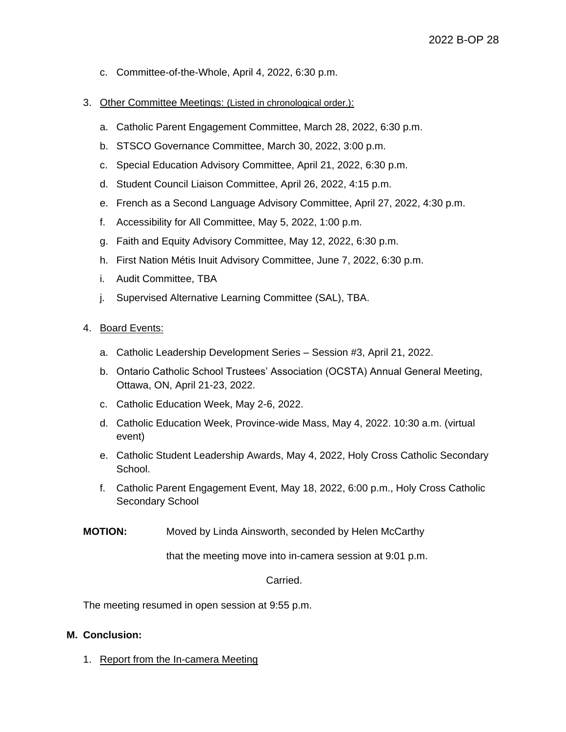c. Committee-of-the-Whole, April 4, 2022, 6:30 p.m.

3. Other Committee Meetings: (Listed in chronological order.):

   a. Catholic Parent Engagement Committee, March 28, 2022, 6:30 p.m.
   b. STSCO Governance Committee, March 30, 2022, 3:00 p.m.
   c. Special Education Advisory Committee, April 21, 2022, 6:30 p.m.
   d. Student Council Liaison Committee, April 26, 2022, 4:15 p.m.
   e. French as a Second Language Advisory Committee, April 27, 2022, 4:30 p.m.
   f. Accessibility for All Committee, May 5, 2022, 1:00 p.m.
   g. Faith and Equity Advisory Committee, May 12, 2022, 6:30 p.m.
   h. First Nation Métis Inuit Advisory Committee, June 7, 2022, 6:30 p.m.
   i. Audit Committee, TBA
   j. Supervised Alternative Learning Committee (SAL), TBA.

4. Board Events:

   a. Catholic Leadership Development Series – Session #3, April 21, 2022.
   b. Ontario Catholic School Trustees' Association (OCSTA) Annual General Meeting, Ottawa, ON, April 21-23, 2022.
   c. Catholic Education Week, May 2-6, 2022.
   d. Catholic Education Week, Province-wide Mass, May 4, 2022. 10:30 a.m. (virtual event)
   e. Catholic Student Leadership Awards, May 4, 2022, Holy Cross Catholic Secondary School.
   f. Catholic Parent Engagement Event, May 18, 2022, 6:00 p.m., Holy Cross Catholic Secondary School

**MOTION:** Moved by Linda Ainsworth, seconded by Helen McCarthy

that the meeting move into in-camera session at 9:01 p.m.

Carried.

The meeting resumed in open session at 9:55 p.m.

## M. Conclusion:

1. Report from the In-camera Meeting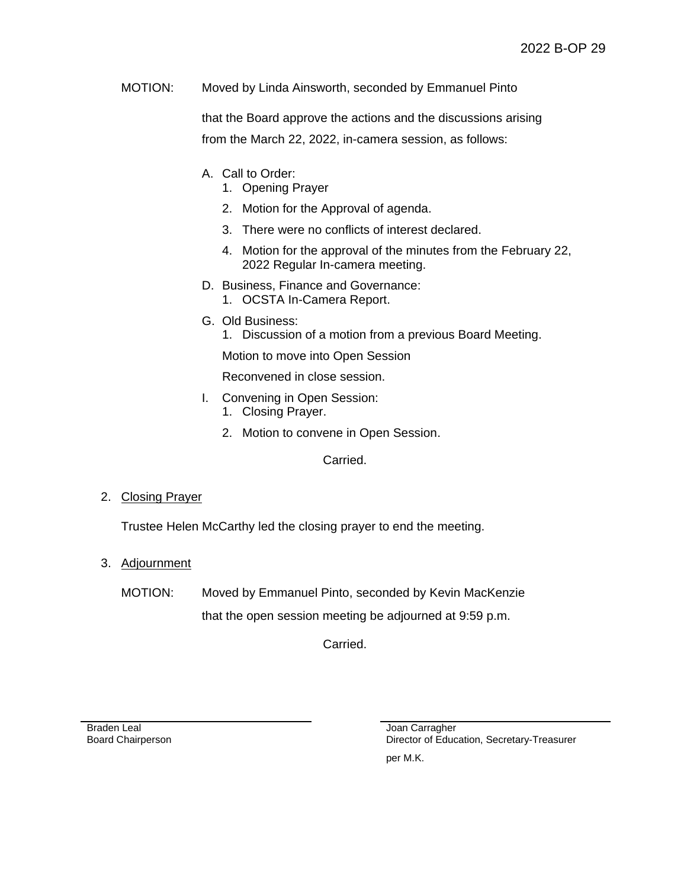MOTION: Moved by Linda Ainsworth, seconded by Emmanuel Pinto

that the Board approve the actions and the discussions arising from the March 22, 2022, in-camera session, as follows:

A. Call to Order:
   1. Opening Prayer
   2. Motion for the Approval of agenda.
   3. There were no conflicts of interest declared.
   4. Motion for the approval of the minutes from the February 22, 2022 Regular In-camera meeting.

D. Business, Finance and Governance:
   1. OCSTA In-Camera Report.

G. Old Business:
   1. Discussion of a motion from a previous Board Meeting.

   Motion to move into Open Session

   Reconvened in close session.

I. Convening in Open Session:
   1. Closing Prayer.
   2. Motion to convene in Open Session.

Carried.

2. <u>Closing Prayer</u>

Trustee Helen McCarthy led the closing prayer to end the meeting.

3. <u>Adjournment</u>

MOTION: Moved by Emmanuel Pinto, seconded by Kevin MacKenzie

that the open session meeting be adjourned at 9:59 p.m.

Carried.

Braden Leal
Board Chairperson

Joan Carragher
Director of Education, Secretary-Treasurer

per M.K.